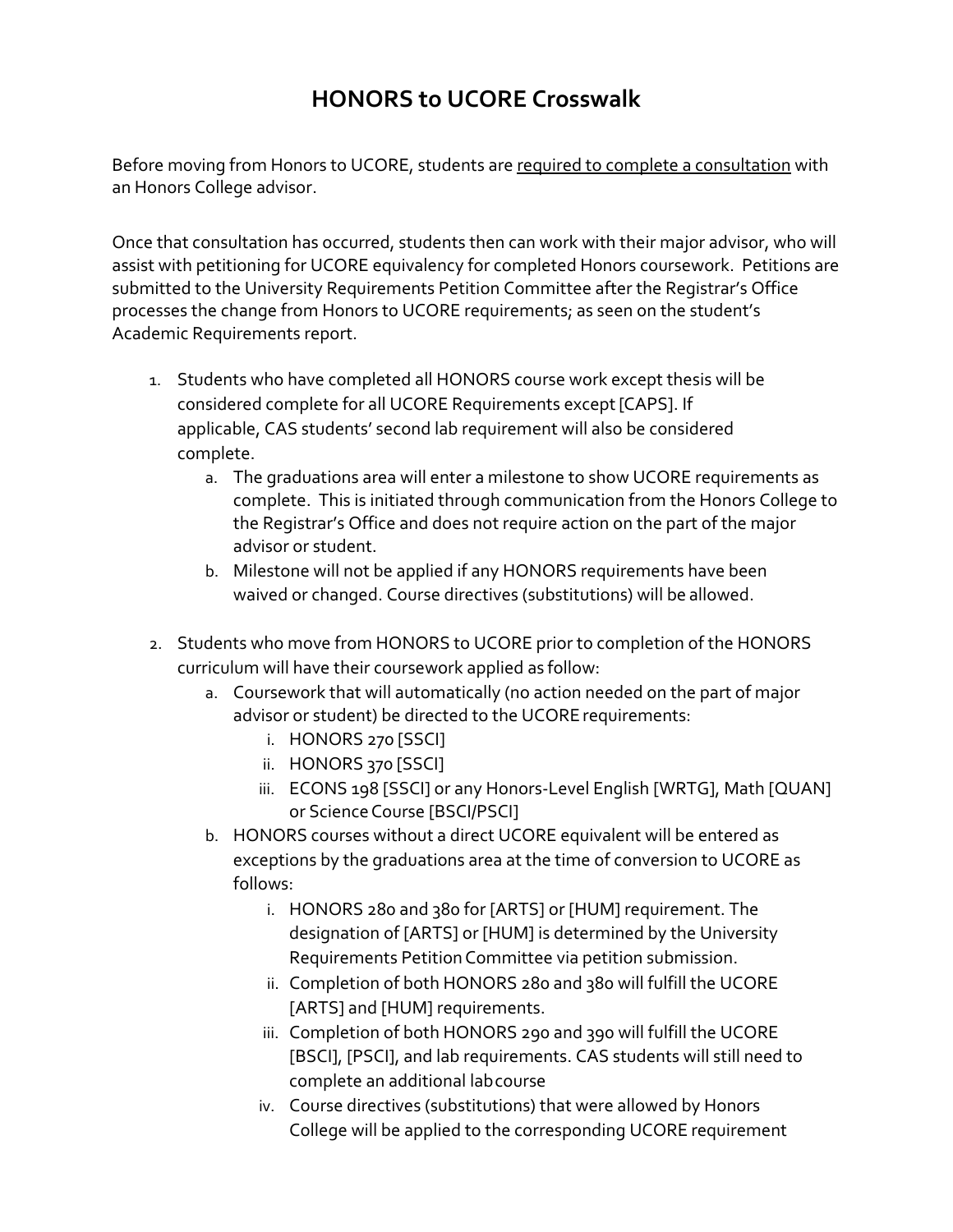# HONORS to UCORE Crosswalk

Before moving from Honors to UCORE, students are <u>required to complete a consultation</u> with an Honors College advisor.

Once that consultation has occurred, students then can work with their major advisor, who will assist with petitioning for UCORE equivalency for completed Honors coursework. Petitions are submitted to the University Requirements Petition Committee after the Registrar's Office processes the change from Honors to UCORE requirements; as seen on the student's Academic Requirements report.

1. Students who have completed all HONORS course work except thesis will be considered complete for all UCORE Requirements except [CAPS]. If applicable, CAS students' second lab requirement will also be considered complete.
    a. The graduations area will enter a milestone to show UCORE requirements as complete. This is initiated through communication from the Honors College to the Registrar's Office and does not require action on the part of the major advisor or student.
    b. Milestone will not be applied if any HONORS requirements have been waived or changed. Course directives (substitutions) will be allowed.

2. Students who move from HONORS to UCORE prior to completion of the HONORS curriculum will have their coursework applied as follow:
    a. Coursework that will automatically (no action needed on the part of major advisor or student) be directed to the UCORE requirements:
        i. HONORS 270 [SSCI]
        ii. HONORS 370 [SSCI]
        iii. ECONS 198 [SSCI] or any Honors-Level English [WRTG], Math [QUAN] or Science Course [BSCI/PSCI]
    b. HONORS courses without a direct UCORE equivalent will be entered as exceptions by the graduations area at the time of conversion to UCORE as follows:
        i. HONORS 280 and 380 for [ARTS] or [HUM] requirement. The designation of [ARTS] or [HUM] is determined by the University Requirements Petition Committee via petition submission.
        ii. Completion of both HONORS 280 and 380 will fulfill the UCORE [ARTS] and [HUM] requirements.
        iii. Completion of both HONORS 290 and 390 will fulfill the UCORE [BSCI], [PSCI], and lab requirements. CAS students will still need to complete an additional lab course
        iv. Course directives (substitutions) that were allowed by Honors College will be applied to the corresponding UCORE requirement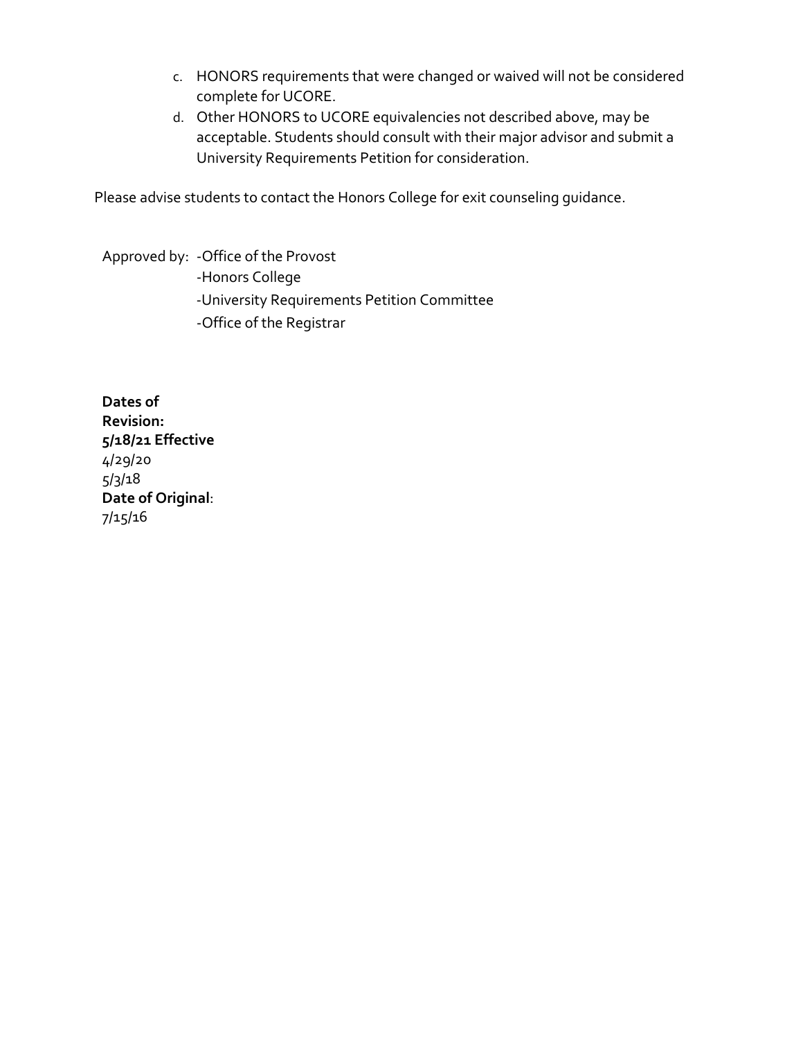c. HONORS requirements that were changed or waived will not be considered complete for UCORE.
d. Other HONORS to UCORE equivalencies not described above, may be acceptable. Students should consult with their major advisor and submit a University Requirements Petition for consideration.

Please advise students to contact the Honors College for exit counseling guidance.

Approved by: -Office of the Provost
-Honors College
-University Requirements Petition Committee
-Office of the Registrar

**Dates of Revision:**
**5/18/21 Effective**
4/29/20
5/3/18
**Date of Original**:
7/15/16